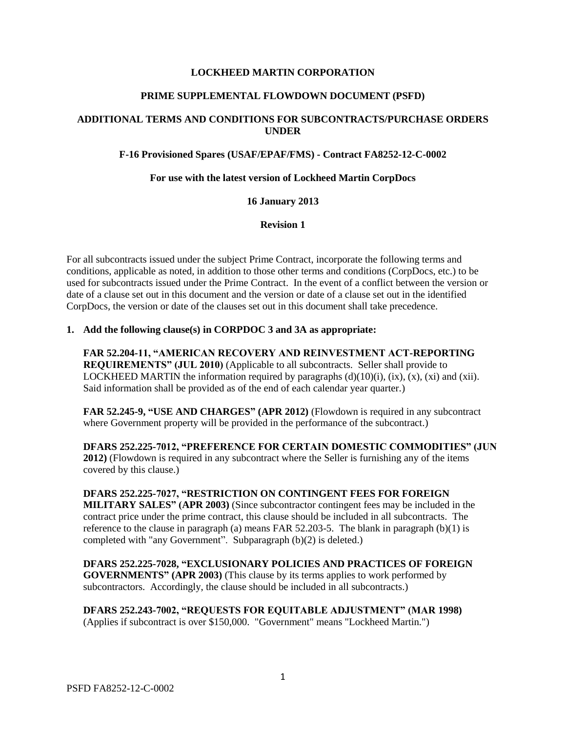**LOCKHEED MARTIN CORPORATION**

**PRIME SUPPLEMENTAL FLOWDOWN DOCUMENT (PSFD)**

**ADDITIONAL TERMS AND CONDITIONS FOR SUBCONTRACTS/PURCHASE ORDERS UNDER**

**F-16 Provisioned Spares (USAF/EPAF/FMS) - Contract FA8252-12-C-0002**

**For use with the latest version of Lockheed Martin CorpDocs**

**16 January 2013**

**Revision 1**

For all subcontracts issued under the subject Prime Contract, incorporate the following terms and conditions, applicable as noted, in addition to those other terms and conditions (CorpDocs, etc.) to be used for subcontracts issued under the Prime Contract. In the event of a conflict between the version or date of a clause set out in this document and the version or date of a clause set out in the identified CorpDocs, the version or date of the clauses set out in this document shall take precedence.

1. **Add the following clause(s) in CORPDOC 3 and 3A as appropriate:**

   **FAR 52.204-11, "AMERICAN RECOVERY AND REINVESTMENT ACT-REPORTING REQUIREMENTS" (JUL 2010)** (Applicable to all subcontracts. Seller shall provide to LOCKHEED MARTIN the information required by paragraphs (d)(10)(i), (ix), (x), (xi) and (xii). Said information shall be provided as of the end of each calendar year quarter.)

   **FAR 52.245-9, "USE AND CHARGES" (APR 2012)** (Flowdown is required in any subcontract where Government property will be provided in the performance of the subcontract.)

   **DFARS 252.225-7012, "PREFERENCE FOR CERTAIN DOMESTIC COMMODITIES" (JUN 2012)** (Flowdown is required in any subcontract where the Seller is furnishing any of the items covered by this clause.)

   **DFARS 252.225-7027, "RESTRICTION ON CONTINGENT FEES FOR FOREIGN MILITARY SALES" (APR 2003)** (Since subcontractor contingent fees may be included in the contract price under the prime contract, this clause should be included in all subcontracts. The reference to the clause in paragraph (a) means FAR 52.203-5. The blank in paragraph (b)(1) is completed with "any Government". Subparagraph (b)(2) is deleted.)

   **DFARS 252.225-7028, "EXCLUSIONARY POLICIES AND PRACTICES OF FOREIGN GOVERNMENTS" (APR 2003)** (This clause by its terms applies to work performed by subcontractors. Accordingly, the clause should be included in all subcontracts.)

   **DFARS 252.243-7002, "REQUESTS FOR EQUITABLE ADJUSTMENT" (MAR 1998)** (Applies if subcontract is over $150,000. "Government" means "Lockheed Martin.")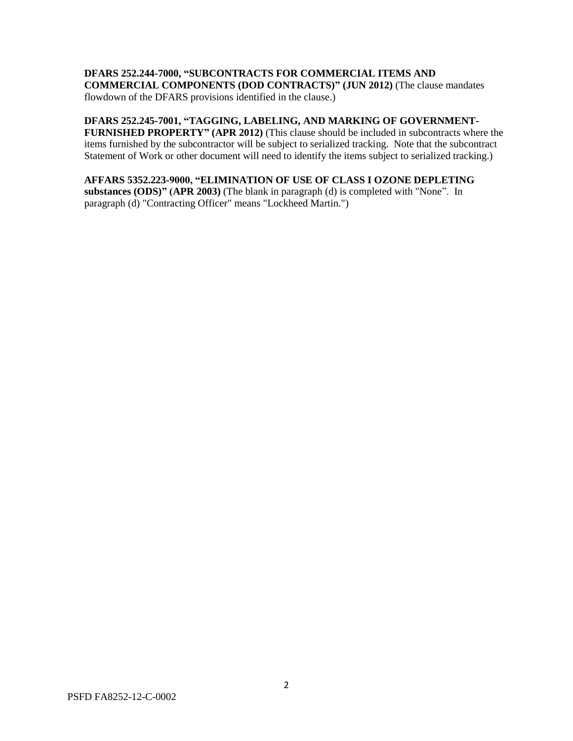**DFARS 252.244-7000, "SUBCONTRACTS FOR COMMERCIAL ITEMS AND COMMERCIAL COMPONENTS (DOD CONTRACTS)" (JUN 2012)** (The clause mandates flowdown of the DFARS provisions identified in the clause.)

**DFARS 252.245-7001, "TAGGING, LABELING, AND MARKING OF GOVERNMENT-FURNISHED PROPERTY" (APR 2012)** (This clause should be included in subcontracts where the items furnished by the subcontractor will be subject to serialized tracking. Note that the subcontract Statement of Work or other document will need to identify the items subject to serialized tracking.)

**AFFARS 5352.223-9000, "ELIMINATION OF USE OF CLASS I OZONE DEPLETING substances (ODS)" (APR 2003)** (The blank in paragraph (d) is completed with "None". In paragraph (d) "Contracting Officer" means "Lockheed Martin.")

PSFD FA8252-12-C-0002